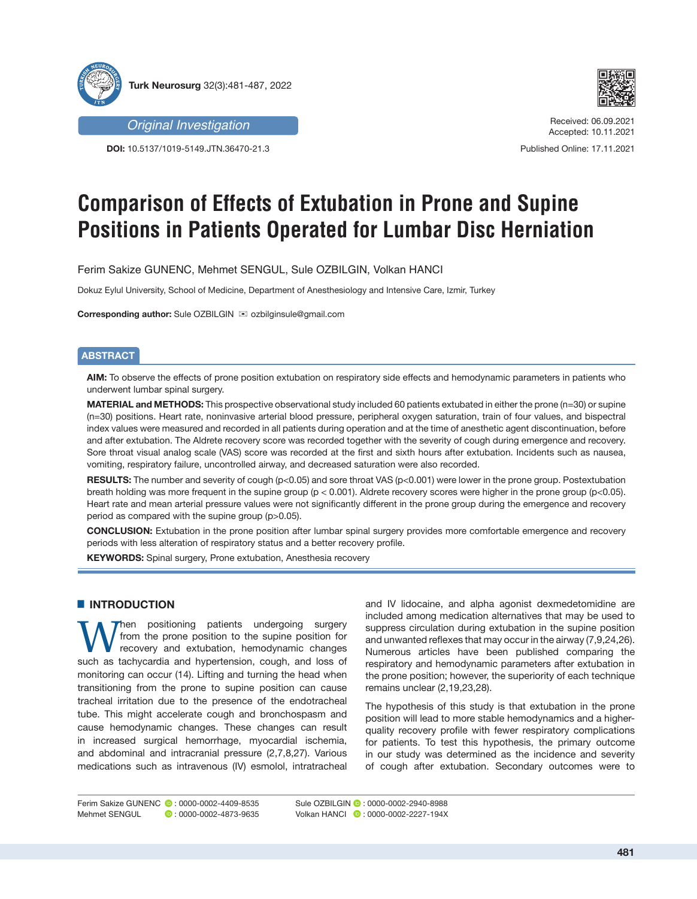Original Investigation

DOI: 10.5137/1019-5149.JTN.36470-21.3

Received: 06.09.2021
Accepted: 10.11.2021

Published Online: 17.11.2021

# Comparison of Effects of Extubation in Prone and Supine Positions in Patients Operated for Lumbar Disc Herniation

Ferim Sakize GUNENC, Mehmet SENGUL, Sule OZBILGIN, Volkan HANCI

Dokuz Eylul University, School of Medicine, Department of Anesthesiology and Intensive Care, Izmir, Turkey

**Corresponding author:** Sule OZBILGIN ✉ ozbilginsule@gmail.com

## ABSTRACT

**AIM:** To observe the effects of prone position extubation on respiratory side effects and hemodynamic parameters in patients who underwent lumbar spinal surgery.

**MATERIAL and METHODS:** This prospective observational study included 60 patients extubated in either the prone (n=30) or supine (n=30) positions. Heart rate, noninvasive arterial blood pressure, peripheral oxygen saturation, train of four values, and bispectral index values were measured and recorded in all patients during operation and at the time of anesthetic agent discontinuation, before and after extubation. The Aldrete recovery score was recorded together with the severity of cough during emergence and recovery. Sore throat visual analog scale (VAS) score was recorded at the first and sixth hours after extubation. Incidents such as nausea, vomiting, respiratory failure, uncontrolled airway, and decreased saturation were also recorded.

**RESULTS:** The number and severity of cough ($p<0.05$) and sore throat VAS ($p<0.001$) were lower in the prone group. Postextubation breath holding was more frequent in the supine group ($p < 0.001$). Aldrete recovery scores were higher in the prone group ($p<0.05$). Heart rate and mean arterial pressure values were not significantly different in the prone group during the emergence and recovery period as compared with the supine group ($p>0.05$).

**CONCLUSION:** Extubation in the prone position after lumbar spinal surgery provides more comfortable emergence and recovery periods with less alteration of respiratory status and a better recovery profile.

**KEYWORDS:** Spinal surgery, Prone extubation, Anesthesia recovery

## INTRODUCTION

When positioning patients undergoing surgery from the prone position to the supine position for recovery and extubation, hemodynamic changes such as tachycardia and hypertension, cough, and loss of monitoring can occur (14). Lifting and turning the head when transitioning from the prone to supine position can cause tracheal irritation due to the presence of the endotracheal tube. This might accelerate cough and bronchospasm and cause hemodynamic changes. These changes can result in increased surgical hemorrhage, myocardial ischemia, and abdominal and intracranial pressure (2,7,8,27). Various medications such as intravenous (IV) esmolol, intratracheal and IV lidocaine, and alpha agonist dexmedetomidine are included among medication alternatives that may be used to suppress circulation during extubation in the supine position and unwanted reflexes that may occur in the airway (7,9,24,26). Numerous articles have been published comparing the respiratory and hemodynamic parameters after extubation in the prone position; however, the superiority of each technique remains unclear (2,19,23,28).

The hypothesis of this study is that extubation in the prone position will lead to more stable hemodynamics and a higher-quality recovery profile with fewer respiratory complications for patients. To test this hypothesis, the primary outcome in our study was determined as the incidence and severity of cough after extubation. Secondary outcomes were to

Ferim Sakize GUNENC : 0000-0002-4409-8535
Mehmet SENGUL : 0000-0002-4873-9635
Sule OZBILGIN : 0000-0002-2940-8988
Volkan HANCI : 0000-0002-2227-194X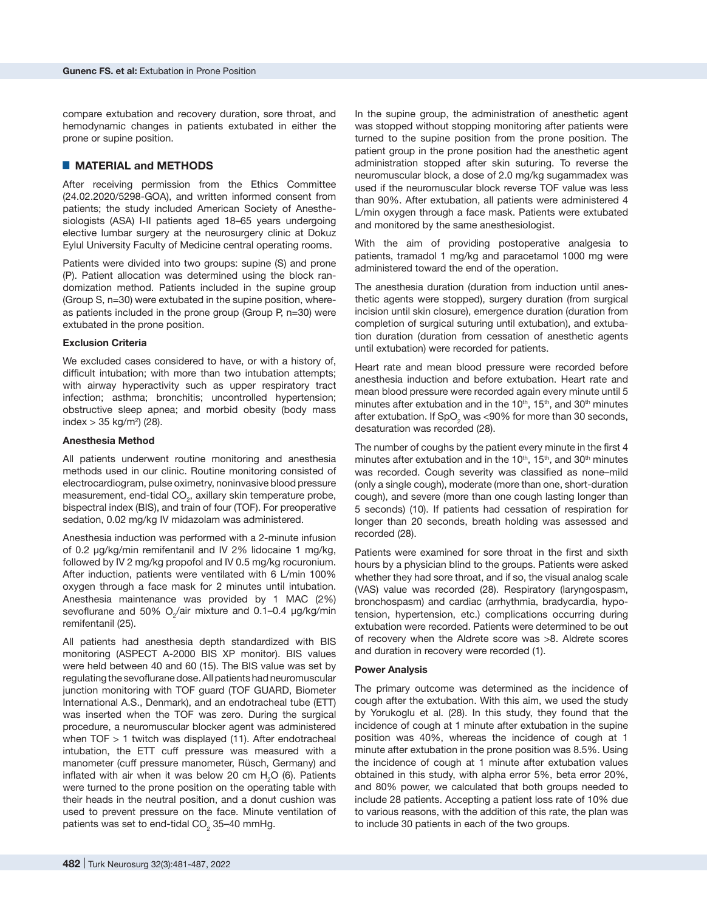compare extubation and recovery duration, sore throat, and hemodynamic changes in patients extubated in either the prone or supine position.

## MATERIAL and METHODS

After receiving permission from the Ethics Committee (24.02.2020/5298-GOA), and written informed consent from patients; the study included American Society of Anesthesiologists (ASA) I-II patients aged 18–65 years undergoing elective lumbar surgery at the neurosurgery clinic at Dokuz Eylul University Faculty of Medicine central operating rooms.

Patients were divided into two groups: supine (S) and prone (P). Patient allocation was determined using the block randomization method. Patients included in the supine group (Group S, n=30) were extubated in the supine position, whereas patients included in the prone group (Group P, n=30) were extubated in the prone position.

### Exclusion Criteria

We excluded cases considered to have, or with a history of, difficult intubation; with more than two intubation attempts; with airway hyperactivity such as upper respiratory tract infection; asthma; bronchitis; uncontrolled hypertension; obstructive sleep apnea; and morbid obesity (body mass index > 35 kg/m$^2$) (28).

### Anesthesia Method

All patients underwent routine monitoring and anesthesia methods used in our clinic. Routine monitoring consisted of electrocardiogram, pulse oximetry, noninvasive blood pressure measurement, end-tidal $CO_2$, axillary skin temperature probe, bispectral index (BIS), and train of four (TOF). For preoperative sedation, 0.02 mg/kg IV midazolam was administered.

Anesthesia induction was performed with a 2-minute infusion of 0.2 µg/kg/min remifentanil and IV 2% lidocaine 1 mg/kg, followed by IV 2 mg/kg propofol and IV 0.5 mg/kg rocuronium. After induction, patients were ventilated with 6 L/min 100% oxygen through a face mask for 2 minutes until intubation. Anesthesia maintenance was provided by 1 MAC (2%) sevoflurane and 50% $O_2$/air mixture and 0.1–0.4 µg/kg/min remifentanil (25).

All patients had anesthesia depth standardized with BIS monitoring (ASPECT A-2000 BIS XP monitor). BIS values were held between 40 and 60 (15). The BIS value was set by regulating the sevoflurane dose. All patients had neuromuscular junction monitoring with TOF guard (TOF GUARD, Biometer International A.S., Denmark), and an endotracheal tube (ETT) was inserted when the TOF was zero. During the surgical procedure, a neuromuscular blocker agent was administered when TOF > 1 twitch was displayed (11). After endotracheal intubation, the ETT cuff pressure was measured with a manometer (cuff pressure manometer, Rüsch, Germany) and inflated with air when it was below 20 cm $H_2O$ (6). Patients were turned to the prone position on the operating table with their heads in the neutral position, and a donut cushion was used to prevent pressure on the face. Minute ventilation of patients was set to end-tidal $CO_2$ 35–40 mmHg.

In the supine group, the administration of anesthetic agent was stopped without stopping monitoring after patients were turned to the supine position from the prone position. The patient group in the prone position had the anesthetic agent administration stopped after skin suturing. To reverse the neuromuscular block, a dose of 2.0 mg/kg sugammadex was used if the neuromuscular block reverse TOF value was less than 90%. After extubation, all patients were administered 4 L/min oxygen through a face mask. Patients were extubated and monitored by the same anesthesiologist.

With the aim of providing postoperative analgesia to patients, tramadol 1 mg/kg and paracetamol 1000 mg were administered toward the end of the operation.

The anesthesia duration (duration from induction until anesthetic agents were stopped), surgery duration (from surgical incision until skin closure), emergence duration (duration from completion of surgical suturing until extubation), and extubation duration (duration from cessation of anesthetic agents until extubation) were recorded for patients.

Heart rate and mean blood pressure were recorded before anesthesia induction and before extubation. Heart rate and mean blood pressure were recorded again every minute until 5 minutes after extubation and in the 10$^{th}$, 15$^{th}$, and 30$^{th}$ minutes after extubation. If $SpO_2$ was <90% for more than 30 seconds, desaturation was recorded (28).

The number of coughs by the patient every minute in the first 4 minutes after extubation and in the 10$^{th}$, 15$^{th}$, and 30$^{th}$ minutes was recorded. Cough severity was classified as none–mild (only a single cough), moderate (more than one, short-duration cough), and severe (more than one cough lasting longer than 5 seconds) (10). If patients had cessation of respiration for longer than 20 seconds, breath holding was assessed and recorded (28).

Patients were examined for sore throat in the first and sixth hours by a physician blind to the groups. Patients were asked whether they had sore throat, and if so, the visual analog scale (VAS) value was recorded (28). Respiratory (laryngospasm, bronchospasm) and cardiac (arrhythmia, bradycardia, hypotension, hypertension, etc.) complications occurring during extubation were recorded. Patients were determined to be out of recovery when the Aldrete score was >8. Aldrete scores and duration in recovery were recorded (1).

### Power Analysis

The primary outcome was determined as the incidence of cough after the extubation. With this aim, we used the study by Yorukoglu et al. (28). In this study, they found that the incidence of cough at 1 minute after extubation in the supine position was 40%, whereas the incidence of cough at 1 minute after extubation in the prone position was 8.5%. Using the incidence of cough at 1 minute after extubation values obtained in this study, with alpha error 5%, beta error 20%, and 80% power, we calculated that both groups needed to include 28 patients. Accepting a patient loss rate of 10% due to various reasons, with the addition of this rate, the plan was to include 30 patients in each of the two groups.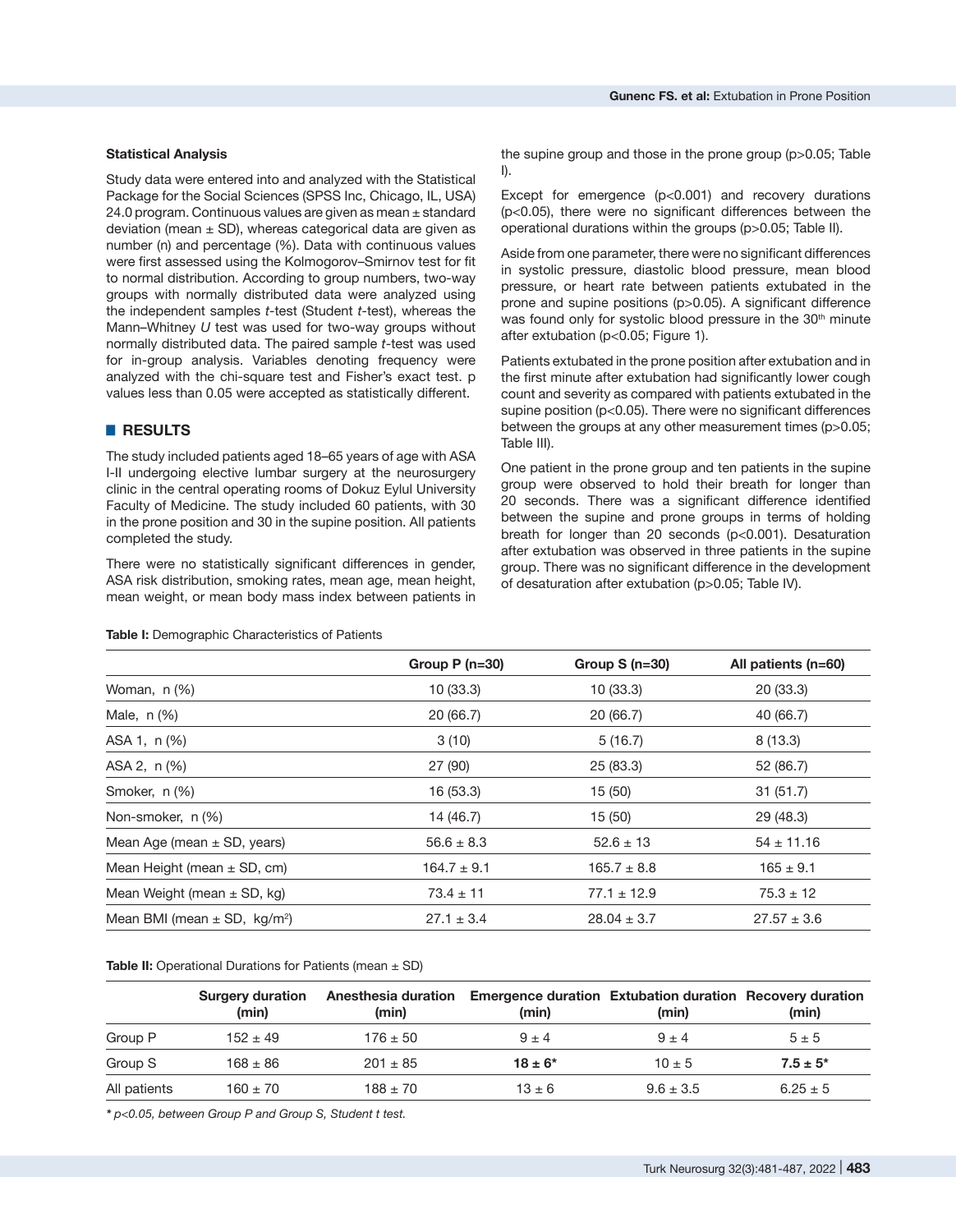### Statistical Analysis

Study data were entered into and analyzed with the Statistical Package for the Social Sciences (SPSS Inc, Chicago, IL, USA) 24.0 program. Continuous values are given as mean ± standard deviation (mean ± SD), whereas categorical data are given as number (n) and percentage (%). Data with continuous values were first assessed using the Kolmogorov–Smirnov test for fit to normal distribution. According to group numbers, two-way groups with normally distributed data were analyzed using the independent samples *t*-test (Student *t*-test), whereas the Mann–Whitney *U* test was used for two-way groups without normally distributed data. The paired sample *t*-test was used for in-group analysis. Variables denoting frequency were analyzed with the chi-square test and Fisher's exact test. p values less than 0.05 were accepted as statistically different.

## RESULTS

The study included patients aged 18–65 years of age with ASA I-II undergoing elective lumbar surgery at the neurosurgery clinic in the central operating rooms of Dokuz Eylul University Faculty of Medicine. The study included 60 patients, with 30 in the prone position and 30 in the supine position. All patients completed the study.

There were no statistically significant differences in gender, ASA risk distribution, smoking rates, mean age, mean height, mean weight, or mean body mass index between patients in the supine group and those in the prone group ($p>0.05$; Table I).

Except for emergence ($p<0.001$) and recovery durations ($p<0.05$), there were no significant differences between the operational durations within the groups ($p>0.05$; Table II).

Aside from one parameter, there were no significant differences in systolic pressure, diastolic blood pressure, mean blood pressure, or heart rate between patients extubated in the prone and supine positions ($p>0.05$). A significant difference was found only for systolic blood pressure in the 30th minute after extubation ($p<0.05$; Figure 1).

Patients extubated in the prone position after extubation and in the first minute after extubation had significantly lower cough count and severity as compared with patients extubated in the supine position ($p<0.05$). There were no significant differences between the groups at any other measurement times ($p>0.05$; Table III).

One patient in the prone group and ten patients in the supine group were observed to hold their breath for longer than 20 seconds. There was a significant difference identified between the supine and prone groups in terms of holding breath for longer than 20 seconds ($p<0.001$). Desaturation after extubation was observed in three patients in the supine group. There was no significant difference in the development of desaturation after extubation ($p>0.05$; Table IV).

**Table I:** Demographic Characteristics of Patients

| | Group P (n=30) | Group S (n=30) | All patients (n=60) |
|---|---|---|---|
| Woman, n (%) | 10 (33.3) | 10 (33.3) | 20 (33.3) |
| Male, n (%) | 20 (66.7) | 20 (66.7) | 40 (66.7) |
| ASA 1, n (%) | 3 (10) | 5 (16.7) | 8 (13.3) |
| ASA 2, n (%) | 27 (90) | 25 (83.3) | 52 (86.7) |
| Smoker, n (%) | 16 (53.3) | 15 (50) | 31 (51.7) |
| Non-smoker, n (%) | 14 (46.7) | 15 (50) | 29 (48.3) |
| Mean Age (mean ± SD, years) | 56.6 ± 8.3 | 52.6 ± 13 | 54 ± 11.16 |
| Mean Height (mean ± SD, cm) | 164.7 ± 9.1 | 165.7 ± 8.8 | 165 ± 9.1 |
| Mean Weight (mean ± SD, kg) | 73.4 ± 11 | 77.1 ± 12.9 | 75.3 ± 12 |
| Mean BMI (mean ± SD, kg/m$^2$) | 27.1 ± 3.4 | 28.04 ± 3.7 | 27.57 ± 3.6 |

**Table II:** Operational Durations for Patients (mean ± SD)

| | Surgery duration (min) | Anesthesia duration (min) | Emergence duration (min) | Extubation duration (min) | Recovery duration (min) |
|---|---|---|---|---|---|
| Group P | 152 ± 49 | 176 ± 50 | 9 ± 4 | 9 ± 4 | 5 ± 5 |
| Group S | 168 ± 86 | 201 ± 85 | **18 ± 6*** | 10 ± 5 | **7.5 ± 5*** |
| All patients | 160 ± 70 | 188 ± 70 | 13 ± 6 | 9.6 ± 3.5 | 6.25 ± 5 |

*\* p<0.05, between Group P and Group S, Student t test.*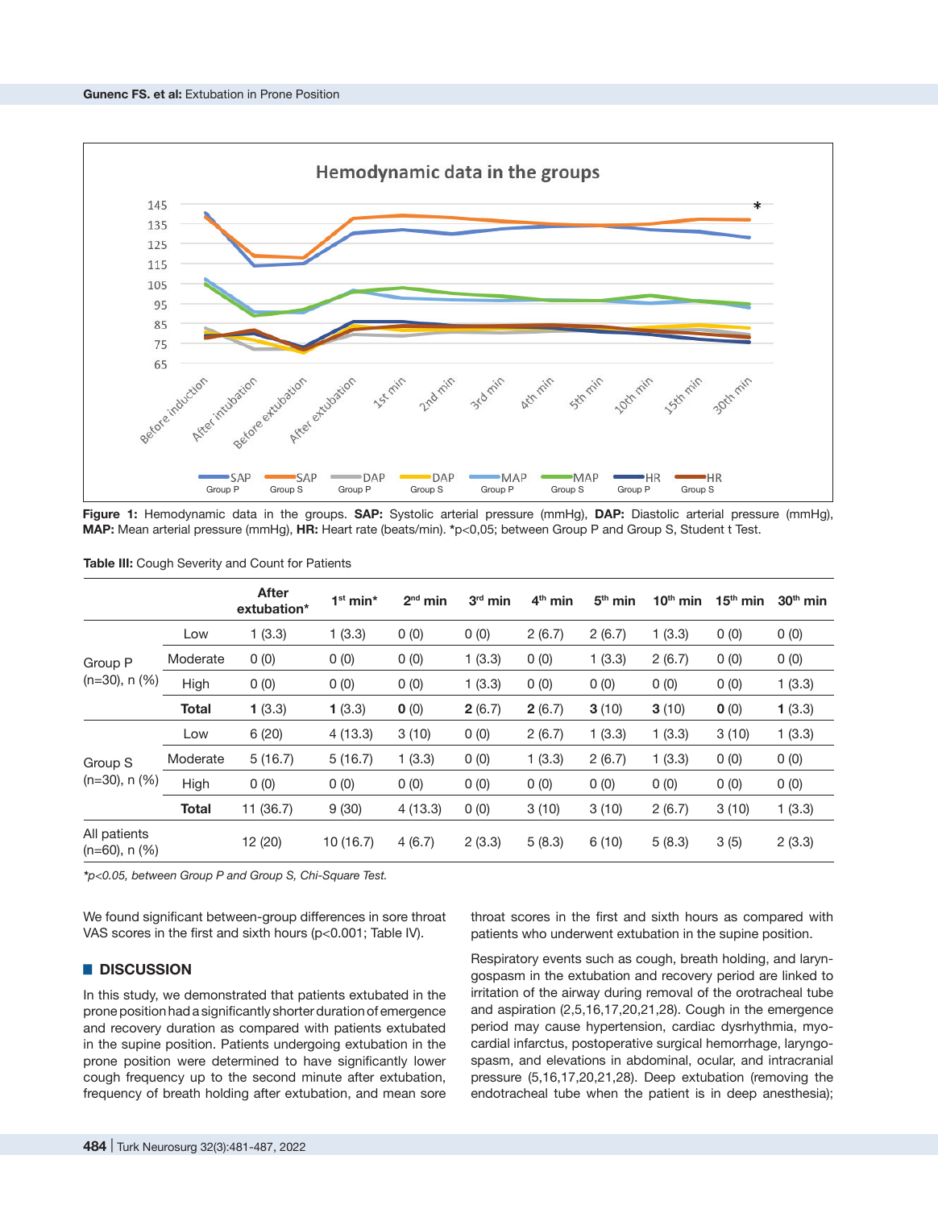**Figure 1:** Hemodynamic data in the groups. **SAP:** Systolic arterial pressure (mmHg), **DAP:** Diastolic arterial pressure (mmHg), **MAP:** Mean arterial pressure (mmHg), **HR:** Heart rate (beats/min). *p<0,05; between Group P and Group S, Student t Test.

**Table III:** Cough Severity and Count for Patients

| | | After extubation* | 1st min* | 2nd min | 3rd min | 4th min | 5th min | 10th min | 15th min | 30th min |
|---|---|---|---|---|---|---|---|---|---|---|
| Group P (n=30), n (%) | Low | 1 (3.3) | 1 (3.3) | 0 (0) | 0 (0) | 2 (6.7) | 2 (6.7) | 1 (3.3) | 0 (0) | 0 (0) |
| | Moderate | 0 (0) | 0 (0) | 0 (0) | 1 (3.3) | 0 (0) | 1 (3.3) | 2 (6.7) | 0 (0) | 0 (0) |
| | High | 0 (0) | 0 (0) | 0 (0) | 1 (3.3) | 0 (0) | 0 (0) | 0 (0) | 0 (0) | 1 (3.3) |
| | **Total** | **1** (3.3) | **1** (3.3) | **0** (0) | **2** (6.7) | **2** (6.7) | **3** (10) | **3** (10) | **0** (0) | **1** (3.3) |
| Group S (n=30), n (%) | Low | 6 (20) | 4 (13.3) | 3 (10) | 0 (0) | 2 (6.7) | 1 (3.3) | 1 (3.3) | 3 (10) | 1 (3.3) |
| | Moderate | 5 (16.7) | 5 (16.7) | 1 (3.3) | 0 (0) | 1 (3.3) | 2 (6.7) | 1 (3.3) | 0 (0) | 0 (0) |
| | High | 0 (0) | 0 (0) | 0 (0) | 0 (0) | 0 (0) | 0 (0) | 0 (0) | 0 (0) | 0 (0) |
| | **Total** | 11 (36.7) | 9 (30) | 4 (13.3) | 0 (0) | 3 (10) | 3 (10) | 2 (6.7) | 3 (10) | 1 (3.3) |
| All patients (n=60), n (%) | | 12 (20) | 10 (16.7) | 4 (6.7) | 2 (3.3) | 5 (8.3) | 6 (10) | 5 (8.3) | 3 (5) | 2 (3.3) |

*\*p<0.05, between Group P and Group S, Chi-Square Test.*

We found significant between-group differences in sore throat VAS scores in the first and sixth hours (p<0.001; Table IV).

## DISCUSSION

In this study, we demonstrated that patients extubated in the prone position had a significantly shorter duration of emergence and recovery duration as compared with patients extubated in the supine position. Patients undergoing extubation in the prone position were determined to have significantly lower cough frequency up to the second minute after extubation, frequency of breath holding after extubation, and mean sore throat scores in the first and sixth hours as compared with patients who underwent extubation in the supine position.

Respiratory events such as cough, breath holding, and laryngospasm in the extubation and recovery period are linked to irritation of the airway during removal of the orotracheal tube and aspiration (2,5,16,17,20,21,28). Cough in the emergence period may cause hypertension, cardiac dysrhythmia, myocardial infarctus, postoperative surgical hemorrhage, laryngospasm, and elevations in abdominal, ocular, and intracranial pressure (5,16,17,20,21,28). Deep extubation (removing the endotracheal tube when the patient is in deep anesthesia);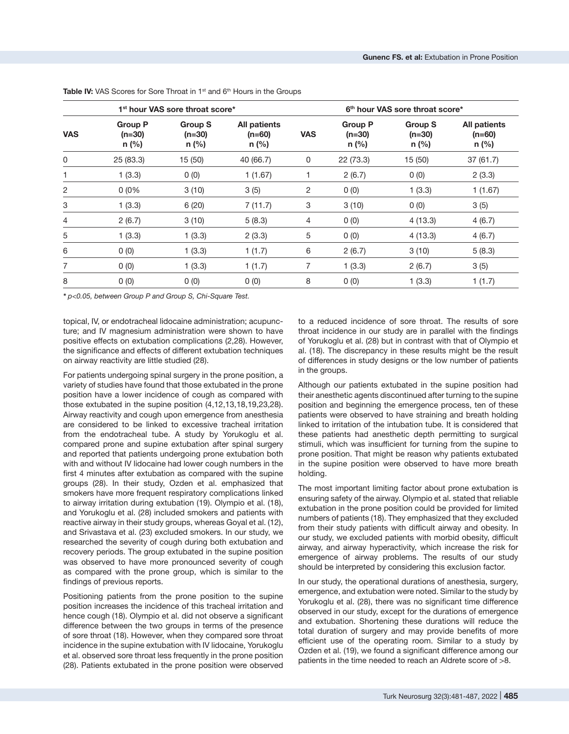**Table IV:** VAS Scores for Sore Throat in 1st and 6th Hours in the Groups

| 1st hour VAS sore throat score* | | | | 6th hour VAS sore throat score* | | | |
|---|---|---|---|---|---|---|---|
| VAS | Group P (n=30) n (%) | Group S (n=30) n (%) | All patients (n=60) n (%) | VAS | Group P (n=30) n (%) | Group S (n=30) n (%) | All patients (n=60) n (%) |
| 0 | 25 (83.3) | 15 (50) | 40 (66.7) | 0 | 22 (73.3) | 15 (50) | 37 (61.7) |
| 1 | 1 (3.3) | 0 (0) | 1 (1.67) | 1 | 2 (6.7) | 0 (0) | 2 (3.3) |
| 2 | 0 (0% | 3 (10) | 3 (5) | 2 | 0 (0) | 1 (3.3) | 1 (1.67) |
| 3 | 1 (3.3) | 6 (20) | 7 (11.7) | 3 | 3 (10) | 0 (0) | 3 (5) |
| 4 | 2 (6.7) | 3 (10) | 5 (8.3) | 4 | 0 (0) | 4 (13.3) | 4 (6.7) |
| 5 | 1 (3.3) | 1 (3.3) | 2 (3.3) | 5 | 0 (0) | 4 (13.3) | 4 (6.7) |
| 6 | 0 (0) | 1 (3.3) | 1 (1.7) | 6 | 2 (6.7) | 3 (10) | 5 (8.3) |
| 7 | 0 (0) | 1 (3.3) | 1 (1.7) | 7 | 1 (3.3) | 2 (6.7) | 3 (5) |
| 8 | 0 (0) | 0 (0) | 0 (0) | 8 | 0 (0) | 1 (3.3) | 1 (1.7) |

*\* p<0.05, between Group P and Group S, Chi-Square Test.*

topical, IV, or endotracheal lidocaine administration; acupuncture; and IV magnesium administration were shown to have positive effects on extubation complications (2,28). However, the significance and effects of different extubation techniques on airway reactivity are little studied (28).

For patients undergoing spinal surgery in the prone position, a variety of studies have found that those extubated in the prone position have a lower incidence of cough as compared with those extubated in the supine position (4,12,13,18,19,23,28). Airway reactivity and cough upon emergence from anesthesia are considered to be linked to excessive tracheal irritation from the endotracheal tube. A study by Yorukoglu et al. compared prone and supine extubation after spinal surgery and reported that patients undergoing prone extubation both with and without IV lidocaine had lower cough numbers in the first 4 minutes after extubation as compared with the supine groups (28). In their study, Ozden et al. emphasized that smokers have more frequent respiratory complications linked to airway irritation during extubation (19). Olympio et al. (18), and Yorukoglu et al. (28) included smokers and patients with reactive airway in their study groups, whereas Goyal et al. (12), and Srivastava et al. (23) excluded smokers. In our study, we researched the severity of cough during both extubation and recovery periods. The group extubated in the supine position was observed to have more pronounced severity of cough as compared with the prone group, which is similar to the findings of previous reports.

Positioning patients from the prone position to the supine position increases the incidence of this tracheal irritation and hence cough (18). Olympio et al. did not observe a significant difference between the two groups in terms of the presence of sore throat (18). However, when they compared sore throat incidence in the supine extubation with IV lidocaine, Yorukoglu et al. observed sore throat less frequently in the prone position (28). Patients extubated in the prone position were observed to a reduced incidence of sore throat. The results of sore throat incidence in our study are in parallel with the findings of Yorukoglu et al. (28) but in contrast with that of Olympio et al. (18). The discrepancy in these results might be the result of differences in study designs or the low number of patients in the groups.

Although our patients extubated in the supine position had their anesthetic agents discontinued after turning to the supine position and beginning the emergence process, ten of these patients were observed to have straining and breath holding linked to irritation of the intubation tube. It is considered that these patients had anesthetic depth permitting to surgical stimuli, which was insufficient for turning from the supine to prone position. That might be reason why patients extubated in the supine position were observed to have more breath holding.

The most important limiting factor about prone extubation is ensuring safety of the airway. Olympio et al. stated that reliable extubation in the prone position could be provided for limited numbers of patients (18). They emphasized that they excluded from their study patients with difficult airway and obesity. In our study, we excluded patients with morbid obesity, difficult airway, and airway hyperactivity, which increase the risk for emergence of airway problems. The results of our study should be interpreted by considering this exclusion factor.

In our study, the operational durations of anesthesia, surgery, emergence, and extubation were noted. Similar to the study by Yorukoglu et al. (28), there was no significant time difference observed in our study, except for the durations of emergence and extubation. Shortening these durations will reduce the total duration of surgery and may provide benefits of more efficient use of the operating room. Similar to a study by Ozden et al. (19), we found a significant difference among our patients in the time needed to reach an Aldrete score of >8.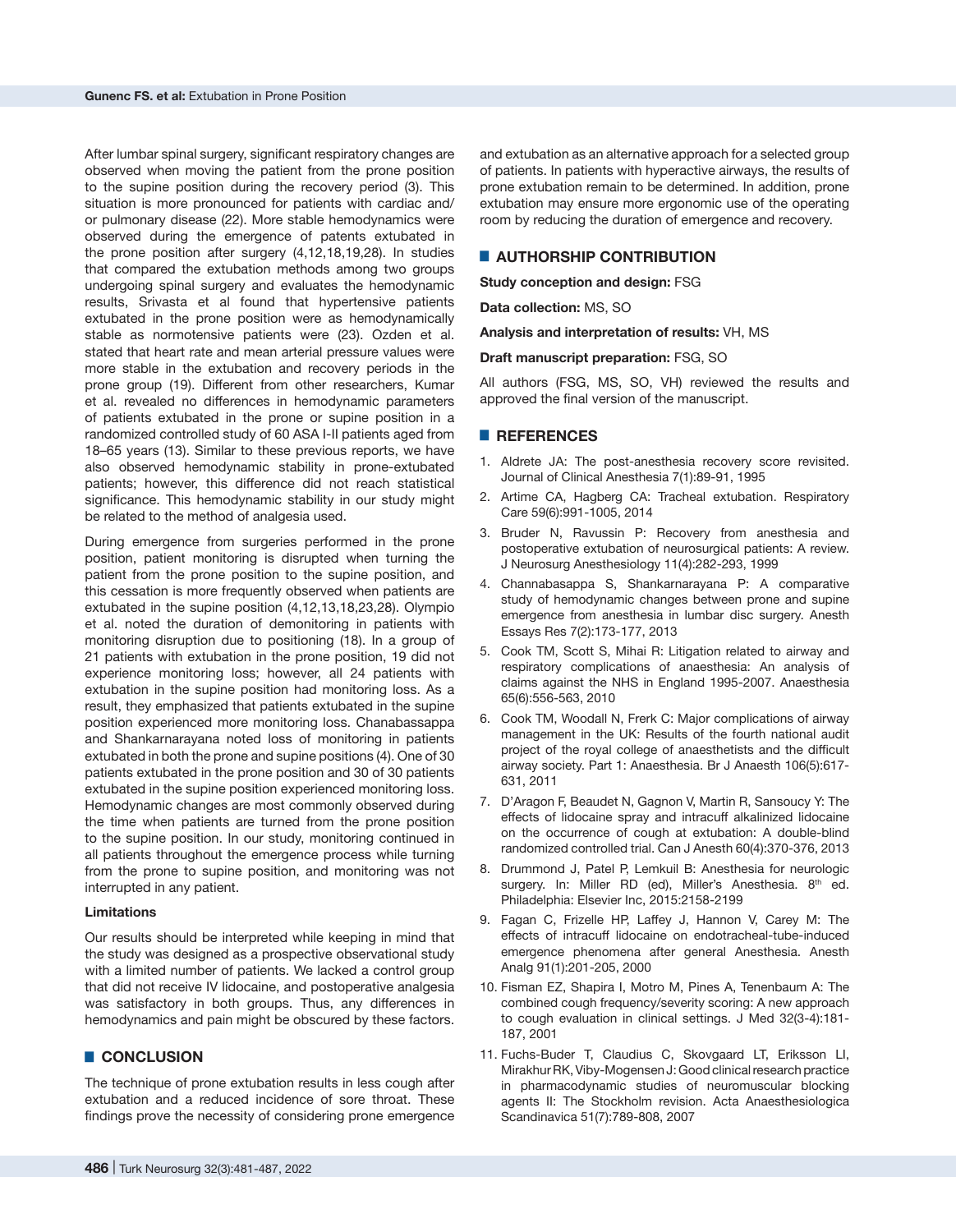After lumbar spinal surgery, significant respiratory changes are observed when moving the patient from the prone position to the supine position during the recovery period (3). This situation is more pronounced for patients with cardiac and/or pulmonary disease (22). More stable hemodynamics were observed during the emergence of patients extubated in the prone position after surgery (4,12,18,19,28). In studies that compared the extubation methods among two groups undergoing spinal surgery and evaluates the hemodynamic results, Srivasta et al found that hypertensive patients extubated in the prone position were as hemodynamically stable as normotensive patients were (23). Ozden et al. stated that heart rate and mean arterial pressure values were more stable in the extubation and recovery periods in the prone group (19). Different from other researchers, Kumar et al. revealed no differences in hemodynamic parameters of patients extubated in the prone or supine position in a randomized controlled study of 60 ASA I-II patients aged from 18–65 years (13). Similar to these previous reports, we have also observed hemodynamic stability in prone-extubated patients; however, this difference did not reach statistical significance. This hemodynamic stability in our study might be related to the method of analgesia used.

During emergence from surgeries performed in the prone position, patient monitoring is disrupted when turning the patient from the prone position to the supine position, and this cessation is more frequently observed when patients are extubated in the supine position (4,12,13,18,23,28). Olympio et al. noted the duration of demonitoring in patients with monitoring disruption due to positioning (18). In a group of 21 patients with extubation in the prone position, 19 did not experience monitoring loss; however, all 24 patients with extubation in the supine position had monitoring loss. As a result, they emphasized that patients extubated in the supine position experienced more monitoring loss. Chanabassappa and Shankarnarayana noted loss of monitoring in patients extubated in both the prone and supine positions (4). One of 30 patients extubated in the prone position and 30 of 30 patients extubated in the supine position experienced monitoring loss. Hemodynamic changes are most commonly observed during the time when patients are turned from the prone position to the supine position. In our study, monitoring continued in all patients throughout the emergence process while turning from the prone to supine position, and monitoring was not interrupted in any patient.

### Limitations

Our results should be interpreted while keeping in mind that the study was designed as a prospective observational study with a limited number of patients. We lacked a control group that did not receive IV lidocaine, and postoperative analgesia was satisfactory in both groups. Thus, any differences in hemodynamics and pain might be obscured by these factors.

## CONCLUSION

The technique of prone extubation results in less cough after extubation and a reduced incidence of sore throat. These findings prove the necessity of considering prone emergence and extubation as an alternative approach for a selected group of patients. In patients with hyperactive airways, the results of prone extubation remain to be determined. In addition, prone extubation may ensure more ergonomic use of the operating room by reducing the duration of emergence and recovery.

## AUTHORSHIP CONTRIBUTION

**Study conception and design:** FSG

**Data collection:** MS, SO

**Analysis and interpretation of results:** VH, MS

**Draft manuscript preparation:** FSG, SO

All authors (FSG, MS, SO, VH) reviewed the results and approved the final version of the manuscript.

## REFERENCES

1. Aldrete JA: The post-anesthesia recovery score revisited. Journal of Clinical Anesthesia 7(1):89-91, 1995
2. Artime CA, Hagberg CA: Tracheal extubation. Respiratory Care 59(6):991-1005, 2014
3. Bruder N, Ravussin P: Recovery from anesthesia and postoperative extubation of neurosurgical patients: A review. J Neurosurg Anesthesiology 11(4):282-293, 1999
4. Channabasappa S, Shankarnarayana P: A comparative study of hemodynamic changes between prone and supine emergence from anesthesia in lumbar disc surgery. Anesth Essays Res 7(2):173-177, 2013
5. Cook TM, Scott S, Mihai R: Litigation related to airway and respiratory complications of anaesthesia: An analysis of claims against the NHS in England 1995-2007. Anaesthesia 65(6):556-563, 2010
6. Cook TM, Woodall N, Frerk C: Major complications of airway management in the UK: Results of the fourth national audit project of the royal college of anaesthetists and the difficult airway society. Part 1: Anaesthesia. Br J Anaesth 106(5):617-631, 2011
7. D'Aragon F, Beaudet N, Gagnon V, Martin R, Sansoucy Y: The effects of lidocaine spray and intracuff alkalinized lidocaine on the occurrence of cough at extubation: A double-blind randomized controlled trial. Can J Anesth 60(4):370-376, 2013
8. Drummond J, Patel P, Lemkuil B: Anesthesia for neurologic surgery. In: Miller RD (ed), Miller's Anesthesia. 8th ed. Philadelphia: Elsevier Inc, 2015:2158-2199
9. Fagan C, Frizelle HP, Laffey J, Hannon V, Carey M: The effects of intracuff lidocaine on endotracheal-tube-induced emergence phenomena after general Anesthesia. Anesth Analg 91(1):201-205, 2000
10. Fisman EZ, Shapira I, Motro M, Pines A, Tenenbaum A: The combined cough frequency/severity scoring: A new approach to cough evaluation in clinical settings. J Med 32(3-4):181-187, 2001
11. Fuchs-Buder T, Claudius C, Skovgaard LT, Eriksson LI, Mirakhur RK, Viby-Mogensen J: Good clinical research practice in pharmacodynamic studies of neuromuscular blocking agents II: The Stockholm revision. Acta Anaesthesiologica Scandinavica 51(7):789-808, 2007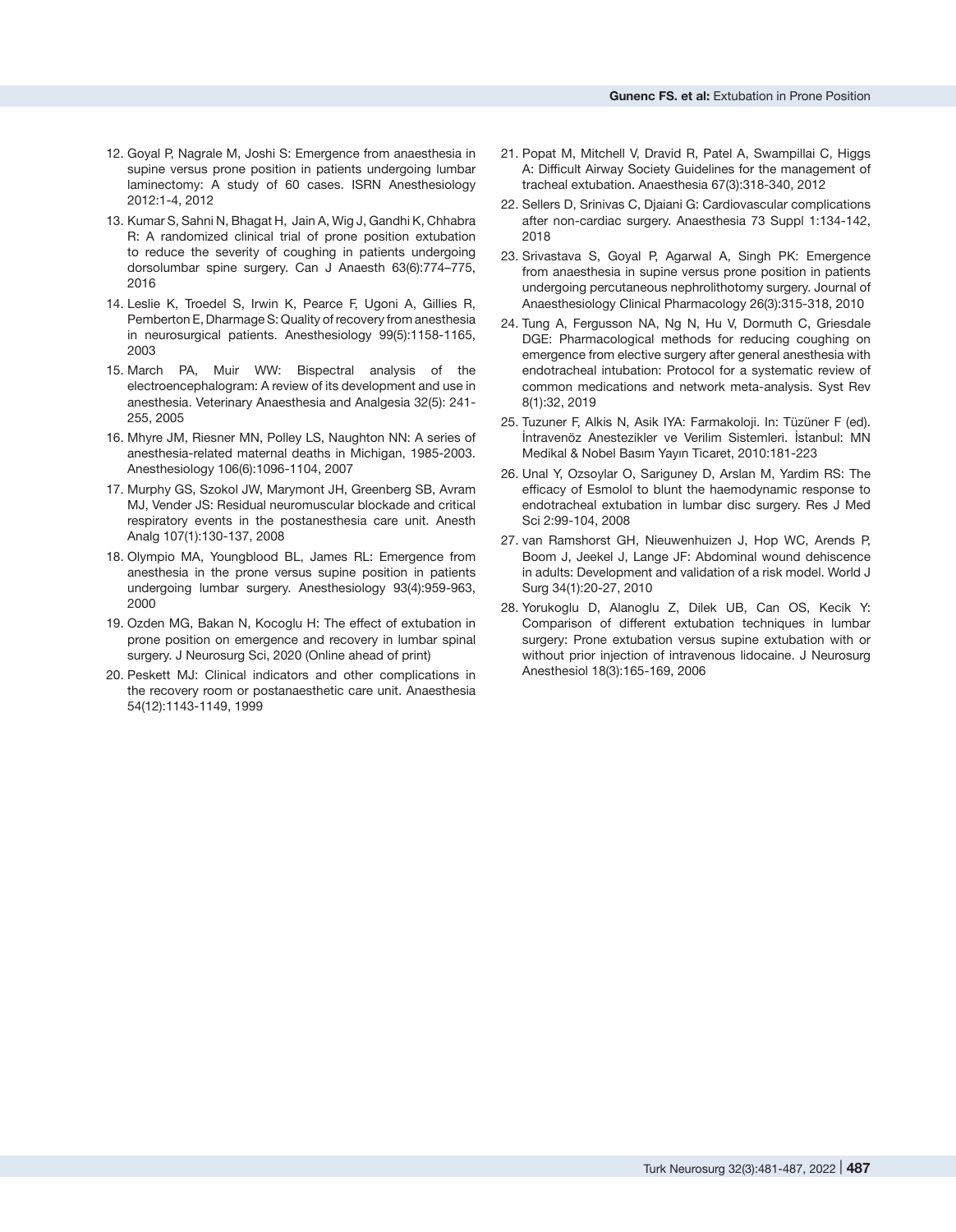12. Goyal P, Nagrale M, Joshi S: Emergence from anaesthesia in supine versus prone position in patients undergoing lumbar laminectomy: A study of 60 cases. ISRN Anesthesiology 2012:1-4, 2012
13. Kumar S, Sahni N, Bhagat H, Jain A, Wig J, Gandhi K, Chhabra R: A randomized clinical trial of prone position extubation to reduce the severity of coughing in patients undergoing dorsolumbar spine surgery. Can J Anaesth 63(6):774–775, 2016
14. Leslie K, Troedel S, Irwin K, Pearce F, Ugoni A, Gillies R, Pemberton E, Dharmage S: Quality of recovery from anesthesia in neurosurgical patients. Anesthesiology 99(5):1158-1165, 2003
15. March PA, Muir WW: Bispectral analysis of the electroencephalogram: A review of its development and use in anesthesia. Veterinary Anaesthesia and Analgesia 32(5): 241-255, 2005
16. Mhyre JM, Riesner MN, Polley LS, Naughton NN: A series of anesthesia-related maternal deaths in Michigan, 1985-2003. Anesthesiology 106(6):1096-1104, 2007
17. Murphy GS, Szokol JW, Marymont JH, Greenberg SB, Avram MJ, Vender JS: Residual neuromuscular blockade and critical respiratory events in the postanesthesia care unit. Anesth Analg 107(1):130-137, 2008
18. Olympio MA, Youngblood BL, James RL: Emergence from anesthesia in the prone versus supine position in patients undergoing lumbar surgery. Anesthesiology 93(4):959-963, 2000
19. Ozden MG, Bakan N, Kocoglu H: The effect of extubation in prone position on emergence and recovery in lumbar spinal surgery. J Neurosurg Sci, 2020 (Online ahead of print)
20. Peskett MJ: Clinical indicators and other complications in the recovery room or postanaesthetic care unit. Anaesthesia 54(12):1143-1149, 1999
21. Popat M, Mitchell V, Dravid R, Patel A, Swampillai C, Higgs A: Difficult Airway Society Guidelines for the management of tracheal extubation. Anaesthesia 67(3):318-340, 2012
22. Sellers D, Srinivas C, Djaiani G: Cardiovascular complications after non-cardiac surgery. Anaesthesia 73 Suppl 1:134-142, 2018
23. Srivastava S, Goyal P, Agarwal A, Singh PK: Emergence from anaesthesia in supine versus prone position in patients undergoing percutaneous nephrolithotomy surgery. Journal of Anaesthesiology Clinical Pharmacology 26(3):315-318, 2010
24. Tung A, Fergusson NA, Ng N, Hu V, Dormuth C, Griesdale DGE: Pharmacological methods for reducing coughing on emergence from elective surgery after general anesthesia with endotracheal intubation: Protocol for a systematic review of common medications and network meta-analysis. Syst Rev 8(1):32, 2019
25. Tuzuner F, Alkis N, Asik IYA: Farmakoloji. In: Tüzüner F (ed). İntravenöz Anestezikler ve Verilim Sistemleri. İstanbul: MN Medikal & Nobel Basım Yayın Ticaret, 2010:181-223
26. Unal Y, Ozsoylar O, Sariguney D, Arslan M, Yardim RS: The efficacy of Esmolol to blunt the haemodynamic response to endotracheal extubation in lumbar disc surgery. Res J Med Sci 2:99-104, 2008
27. van Ramshorst GH, Nieuwenhuizen J, Hop WC, Arends P, Boom J, Jeekel J, Lange JF: Abdominal wound dehiscence in adults: Development and validation of a risk model. World J Surg 34(1):20-27, 2010
28. Yorukoglu D, Alanoglu Z, Dilek UB, Can OS, Kecik Y: Comparison of different extubation techniques in lumbar surgery: Prone extubation versus supine extubation with or without prior injection of intravenous lidocaine. J Neurosurg Anesthesiol 18(3):165-169, 2006